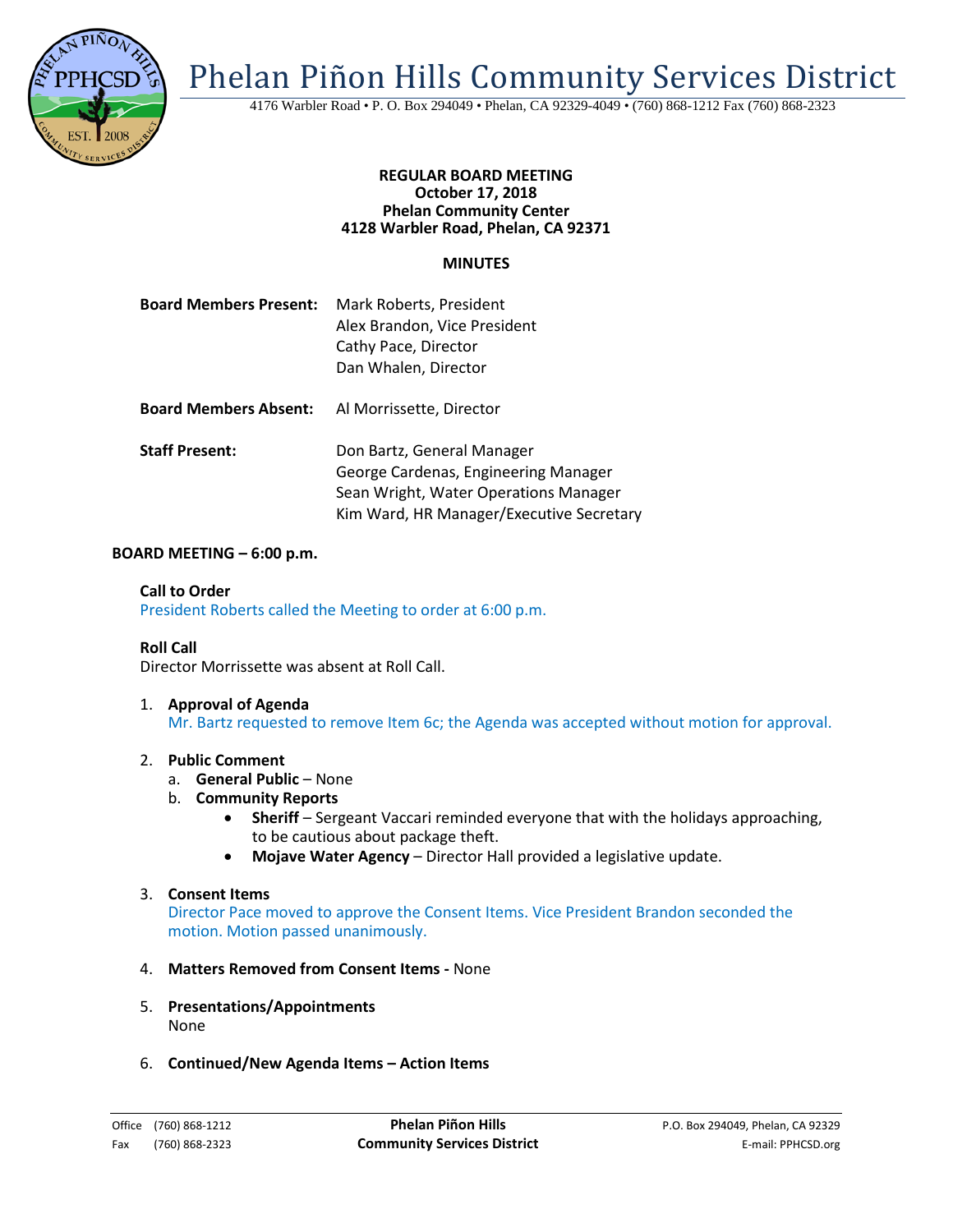# Phelan Piñon Hills Community Services District

4176 Warbler Road • P. O. Box 294049 • Phelan, CA 92329-4049 • (760) 868-1212 Fax (760) 868-2323

**REGULAR BOARD MEETING**
**October 17, 2018**
**Phelan Community Center**
**4128 Warbler Road, Phelan, CA 92371**

**MINUTES**

**Board Members Present:** Mark Roberts, President
Alex Brandon, Vice President
Cathy Pace, Director
Dan Whalen, Director

**Board Members Absent:** Al Morrissette, Director

**Staff Present:** Don Bartz, General Manager
George Cardenas, Engineering Manager
Sean Wright, Water Operations Manager
Kim Ward, HR Manager/Executive Secretary

**BOARD MEETING – 6:00 p.m.**

**Call to Order**
President Roberts called the Meeting to order at 6:00 p.m.

**Roll Call**
Director Morrissette was absent at Roll Call.

1. **Approval of Agenda**
   Mr. Bartz requested to remove Item 6c; the Agenda was accepted without motion for approval.

2. **Public Comment**
   a. **General Public** – None
   b. **Community Reports**
      - **Sheriff** – Sergeant Vaccari reminded everyone that with the holidays approaching, to be cautious about package theft.
      - **Mojave Water Agency** – Director Hall provided a legislative update.

3. **Consent Items**
   Director Pace moved to approve the Consent Items. Vice President Brandon seconded the motion. Motion passed unanimously.

4. **Matters Removed from Consent Items -** None

5. **Presentations/Appointments**
   None

6. **Continued/New Agenda Items – Action Items**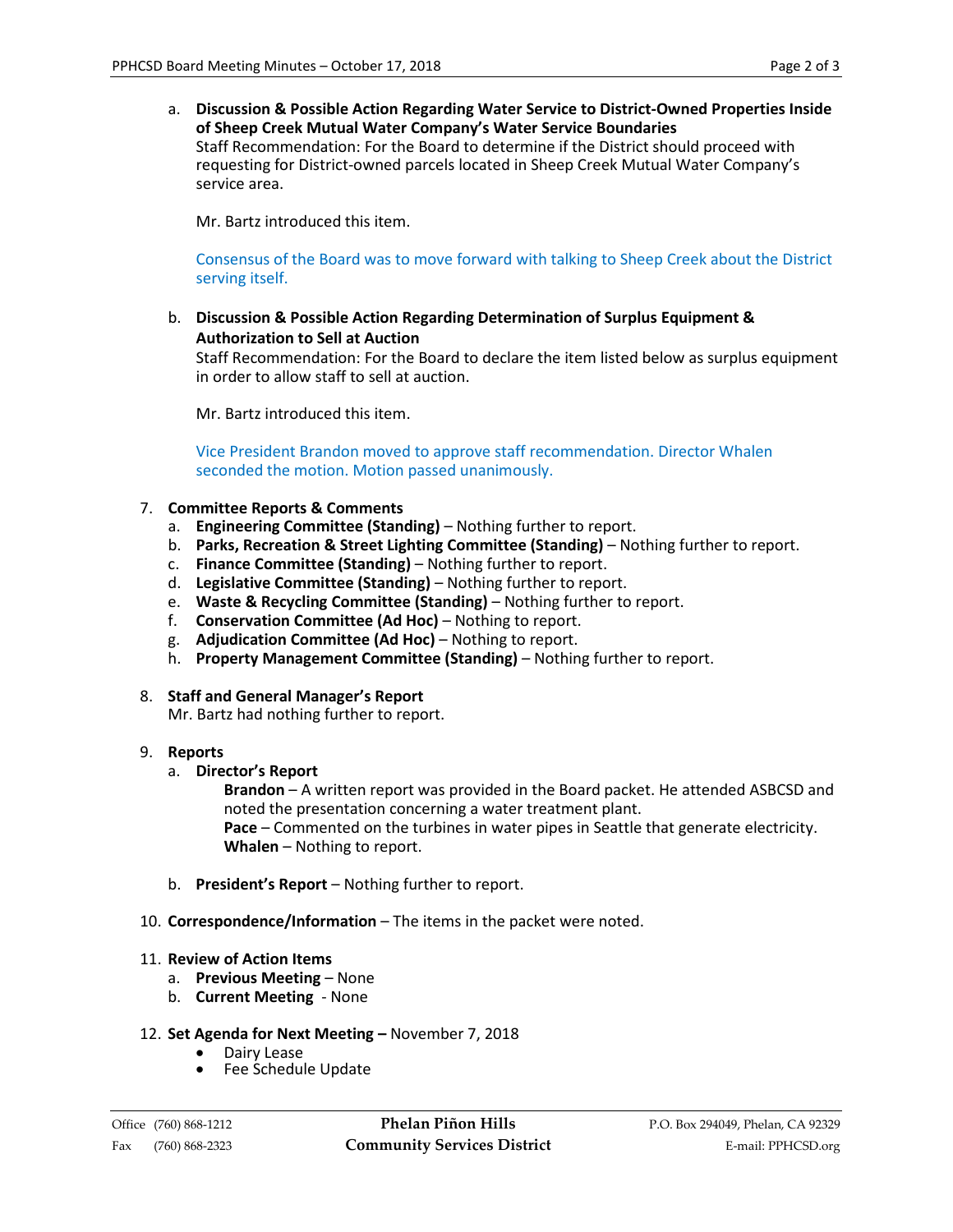a. **Discussion & Possible Action Regarding Water Service to District-Owned Properties Inside of Sheep Creek Mutual Water Company's Water Service Boundaries**
Staff Recommendation: For the Board to determine if the District should proceed with requesting for District-owned parcels located in Sheep Creek Mutual Water Company's service area.

Mr. Bartz introduced this item.

Consensus of the Board was to move forward with talking to Sheep Creek about the District serving itself.

b. **Discussion & Possible Action Regarding Determination of Surplus Equipment & Authorization to Sell at Auction**
Staff Recommendation: For the Board to declare the item listed below as surplus equipment in order to allow staff to sell at auction.

Mr. Bartz introduced this item.

Vice President Brandon moved to approve staff recommendation. Director Whalen seconded the motion. Motion passed unanimously.

7. **Committee Reports & Comments**
   a. **Engineering Committee (Standing)** – Nothing further to report.
   b. **Parks, Recreation & Street Lighting Committee (Standing)** – Nothing further to report.
   c. **Finance Committee (Standing)** – Nothing further to report.
   d. **Legislative Committee (Standing)** – Nothing further to report.
   e. **Waste & Recycling Committee (Standing)** – Nothing further to report.
   f. **Conservation Committee (Ad Hoc)** – Nothing to report.
   g. **Adjudication Committee (Ad Hoc)** – Nothing to report.
   h. **Property Management Committee (Standing)** – Nothing further to report.

8. **Staff and General Manager's Report**
Mr. Bartz had nothing further to report.

9. **Reports**
   a. **Director's Report**
   **Brandon** – A written report was provided in the Board packet. He attended ASBCSD and noted the presentation concerning a water treatment plant.
   **Pace** – Commented on the turbines in water pipes in Seattle that generate electricity.
   **Whalen** – Nothing to report.
   b. **President's Report** – Nothing further to report.

10. **Correspondence/Information** – The items in the packet were noted.

11. **Review of Action Items**
    a. **Previous Meeting** – None
    b. **Current Meeting** - None

12. **Set Agenda for Next Meeting –** November 7, 2018
    - Dairy Lease
    - Fee Schedule Update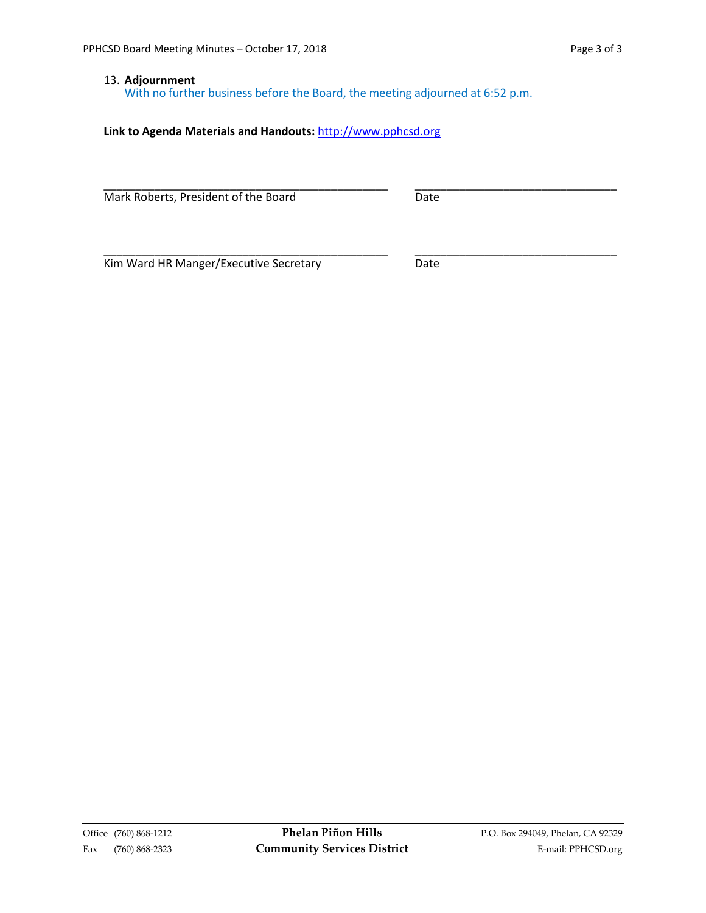13. **Adjournment**
    With no further business before the Board, the meeting adjourned at 6:52 p.m.

**Link to Agenda Materials and Handouts:** [http://www.pphcsd.org](http://www.pphcsd.org)

_______________________________________________ _________________________________
Mark Roberts, President of the Board Date

_______________________________________________ _________________________________
Kim Ward HR Manger/Executive Secretary Date